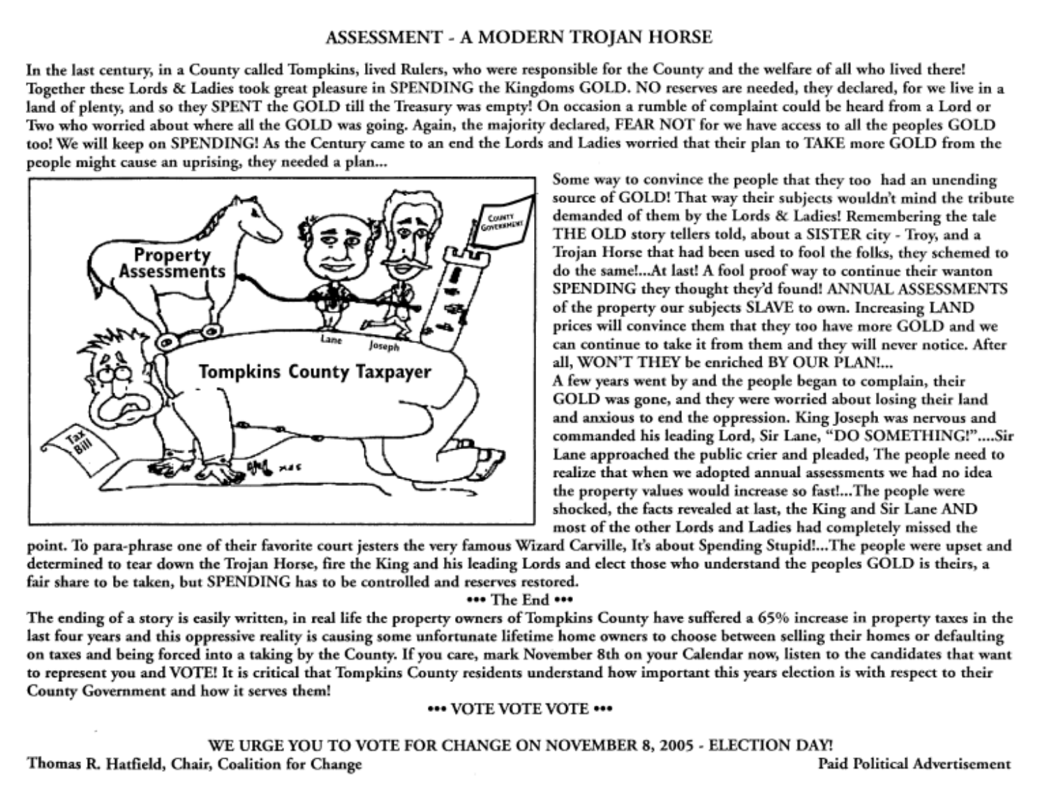# ASSESSMENT - A MODERN TROJAN HORSE

In the last century, in a County called Tompkins, lived Rulers, who were responsible for the County and the welfare of all who lived there! Together these Lords & Ladies took great pleasure in SPENDING the Kingdoms GOLD. NO reserves are needed, they declared, for we live in a land of plenty, and so they SPENT the GOLD till the Treasury was empty! On occasion a rumble of complaint could be heard from a Lord or Two who worried about where all the GOLD was going. Again, the majority declared, FEAR NOT for we have access to all the peoples GOLD too! We will keep on SPENDING! As the Century came to an end the Lords and Ladies worried that their plan to TAKE more GOLD from the people might cause an uprising, they needed a plan...

Some way to convince the people that they too had an unending source of GOLD! That way their subjects wouldn't mind the tribute demanded of them by the Lords & Ladies! Remembering the tale THE OLD story tellers told, about a SISTER city - Troy, and a Trojan Horse that had been used to fool the folks, they schemed to do the same!...At last! A fool proof way to continue their wanton SPENDING they thought they'd found! ANNUAL ASSESSMENTS of the property our subjects SLAVE to own. Increasing LAND prices will convince them that they too have more GOLD and we can continue to take it from them and they will never notice. After all, WON'T THEY be enriched BY OUR PLAN!...

A few years went by and the people began to complain, their GOLD was gone, and they were worried about losing their land and anxious to end the oppression. King Joseph was nervous and commanded his leading Lord, Sir Lane, "DO SOMETHING!"....Sir Lane approached the public crier and pleaded, The people need to realize that when we adopted annual assessments we had no idea the property values would increase so fast!...The people were shocked, the facts revealed at last, the King and Sir Lane AND most of the other Lords and Ladies had completely missed the point. To para-phrase one of their favorite court jesters the very famous Wizard Carville, It's about Spending Stupid!...The people were upset and determined to tear down the Trojan Horse, fire the King and his leading Lords and elect those who understand the peoples GOLD is theirs, a fair share to be taken, but SPENDING has to be controlled and reserves restored.

••• The End •••

The ending of a story is easily written, in real life the property owners of Tompkins County have suffered a 65% increase in property taxes in the last four years and this oppressive reality is causing some unfortunate lifetime home owners to choose between selling their homes or defaulting on taxes and being forced into a taking by the County. If you care, mark November 8th on your Calendar now, listen to the candidates that want to represent you and VOTE! It is critical that Tompkins County residents understand how important this years election is with respect to their County Government and how it serves them!

••• VOTE VOTE VOTE •••

WE URGE YOU TO VOTE FOR CHANGE ON NOVEMBER 8, 2005 - ELECTION DAY!

Thomas R. Hatfield, Chair, Coalition for Change

Paid Political Advertisement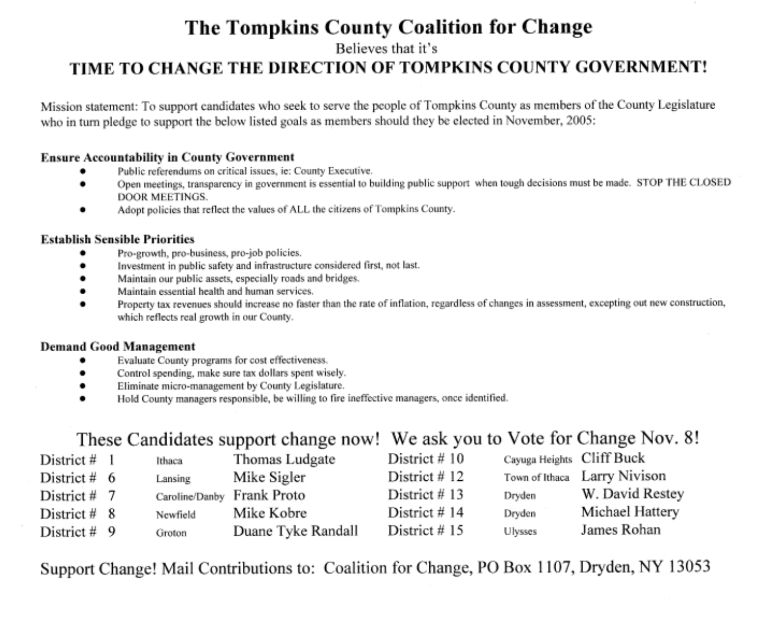# The Tompkins County Coalition for Change

Believes that it's

## TIME TO CHANGE THE DIRECTION OF TOMPKINS COUNTY GOVERNMENT!

Mission statement: To support candidates who seek to serve the people of Tompkins County as members of the County Legislature who in turn pledge to support the below listed goals as members should they be elected in November, 2005:

**Ensure Accountability in County Government**

- Public referendums on critical issues, ie: County Executive.
- Open meetings, transparency in government is essential to building public support when tough decisions must be made. STOP THE CLOSED DOOR MEETINGS.
- Adopt policies that reflect the values of ALL the citizens of Tompkins County.

**Establish Sensible Priorities**

- Pro-growth, pro-business, pro-job policies.
- Investment in public safety and infrastructure considered first, not last.
- Maintain our public assets, especially roads and bridges.
- Maintain essential health and human services.
- Property tax revenues should increase no faster than the rate of inflation, regardless of changes in assessment, excepting out new construction, which reflects real growth in our County.

**Demand Good Management**

- Evaluate County programs for cost effectiveness.
- Control spending, make sure tax dollars spent wisely.
- Eliminate micro-management by County Legislature.
- Hold County managers responsible, be willing to fire ineffective managers, once identified.

## These Candidates support change now! We ask you to Vote for Change Nov. 8!

| | | | | | |
|---|---|---|---|---|---|
| District # 1 | Ithaca | Thomas Ludgate | District # 10 | Cayuga Heights | Cliff Buck |
| District # 6 | Lansing | Mike Sigler | District # 12 | Town of Ithaca | Larry Nivison |
| District # 7 | Caroline/Danby | Frank Proto | District # 13 | Dryden | W. David Restey |
| District # 8 | Newfield | Mike Kobre | District # 14 | Dryden | Michael Hattery |
| District # 9 | Groton | Duane Tyke Randall | District # 15 | Ulysses | James Rohan |

Support Change! Mail Contributions to: Coalition for Change, PO Box 1107, Dryden, NY 13053